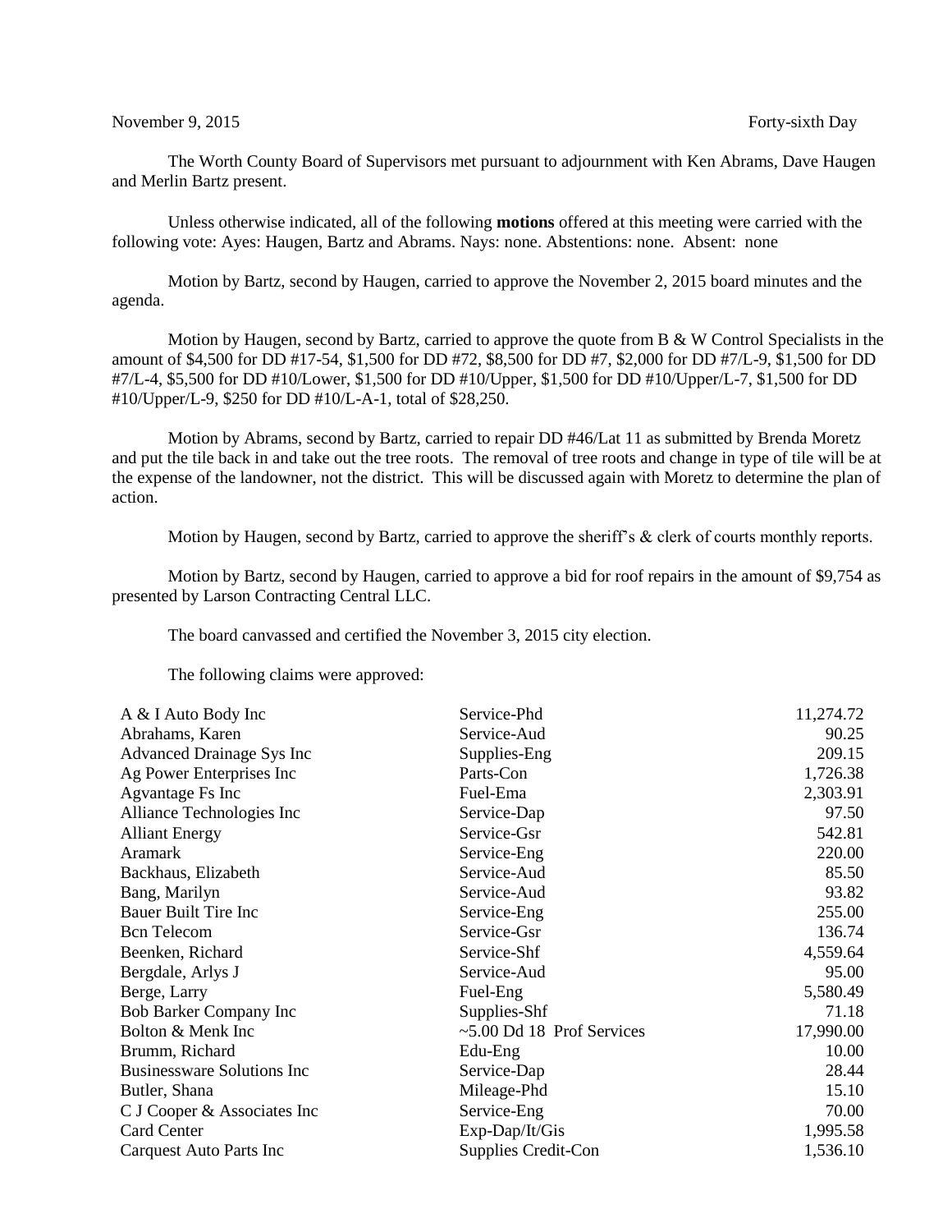November 9, 2015 Forty-sixth Day

The Worth County Board of Supervisors met pursuant to adjournment with Ken Abrams, Dave Haugen and Merlin Bartz present.

Unless otherwise indicated, all of the following **motions** offered at this meeting were carried with the following vote: Ayes: Haugen, Bartz and Abrams. Nays: none. Abstentions: none. Absent: none

Motion by Bartz, second by Haugen, carried to approve the November 2, 2015 board minutes and the agenda.

Motion by Haugen, second by Bartz, carried to approve the quote from B & W Control Specialists in the amount of $4,500 for DD #17-54, $1,500 for DD #72, $8,500 for DD #7, $2,000 for DD #7/L-9, $1,500 for DD #7/L-4, $5,500 for DD #10/Lower, $1,500 for DD #10/Upper, $1,500 for DD #10/Upper/L-7, $1,500 for DD #10/Upper/L-9, $250 for DD #10/L-A-1, total of $28,250.

Motion by Abrams, second by Bartz, carried to repair DD #46/Lat 11 as submitted by Brenda Moretz and put the tile back in and take out the tree roots. The removal of tree roots and change in type of tile will be at the expense of the landowner, not the district. This will be discussed again with Moretz to determine the plan of action.

Motion by Haugen, second by Bartz, carried to approve the sheriff's & clerk of courts monthly reports.

Motion by Bartz, second by Haugen, carried to approve a bid for roof repairs in the amount of $9,754 as presented by Larson Contracting Central LLC.

The board canvassed and certified the November 3, 2015 city election.

The following claims were approved:

| | | |
|---|---|---|
| A & I Auto Body Inc | Service-Phd | 11,274.72 |
| Abrahams, Karen | Service-Aud | 90.25 |
| Advanced Drainage Sys Inc | Supplies-Eng | 209.15 |
| Ag Power Enterprises Inc | Parts-Con | 1,726.38 |
| Agvantage Fs Inc | Fuel-Ema | 2,303.91 |
| Alliance Technologies Inc | Service-Dap | 97.50 |
| Alliant Energy | Service-Gsr | 542.81 |
| Aramark | Service-Eng | 220.00 |
| Backhaus, Elizabeth | Service-Aud | 85.50 |
| Bang, Marilyn | Service-Aud | 93.82 |
| Bauer Built Tire Inc | Service-Eng | 255.00 |
| Bcn Telecom | Service-Gsr | 136.74 |
| Beenken, Richard | Service-Shf | 4,559.64 |
| Bergdale, Arlys J | Service-Aud | 95.00 |
| Berge, Larry | Fuel-Eng | 5,580.49 |
| Bob Barker Company Inc | Supplies-Shf | 71.18 |
| Bolton & Menk Inc | ~5.00 Dd 18 Prof Services | 17,990.00 |
| Brumm, Richard | Edu-Eng | 10.00 |
| Businessware Solutions Inc | Service-Dap | 28.44 |
| Butler, Shana | Mileage-Phd | 15.10 |
| C J Cooper & Associates Inc | Service-Eng | 70.00 |
| Card Center | Exp-Dap/It/Gis | 1,995.58 |
| Carquest Auto Parts Inc | Supplies Credit-Con | 1,536.10 |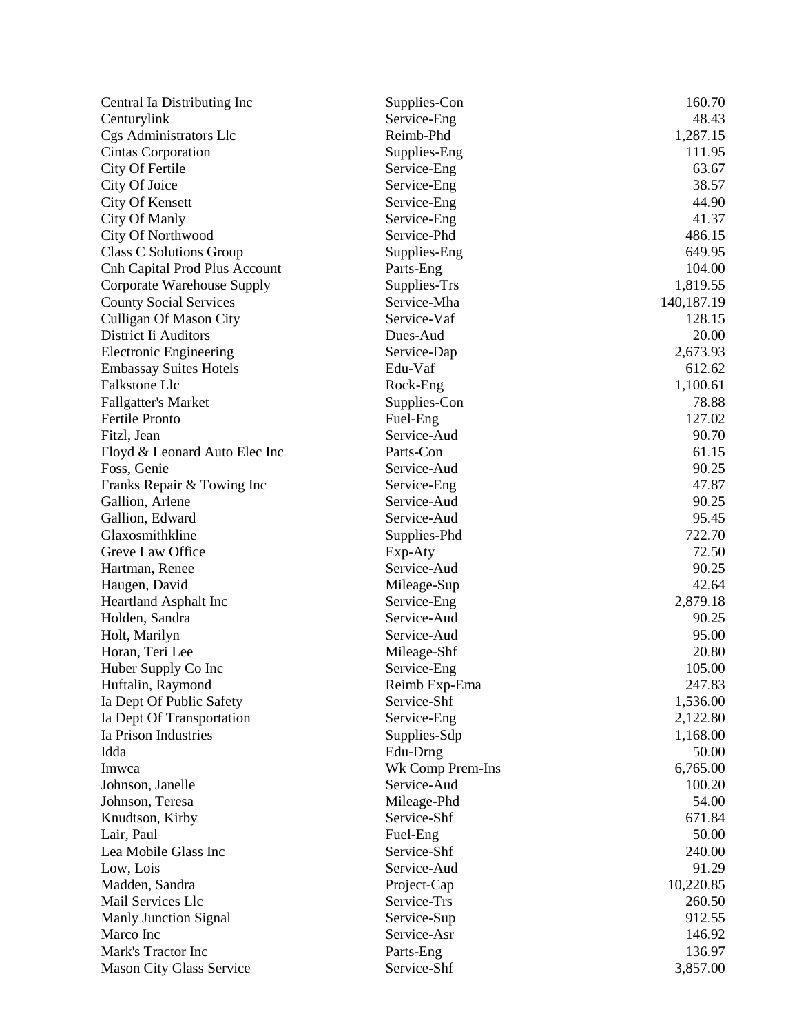| | | |
|---|---|---|
| Central Ia Distributing Inc | Supplies-Con | 160.70 |
| Centurylink | Service-Eng | 48.43 |
| Cgs Administrators Llc | Reimb-Phd | 1,287.15 |
| Cintas Corporation | Supplies-Eng | 111.95 |
| City Of Fertile | Service-Eng | 63.67 |
| City Of Joice | Service-Eng | 38.57 |
| City Of Kensett | Service-Eng | 44.90 |
| City Of Manly | Service-Eng | 41.37 |
| City Of Northwood | Service-Phd | 486.15 |
| Class C Solutions Group | Supplies-Eng | 649.95 |
| Cnh Capital Prod Plus Account | Parts-Eng | 104.00 |
| Corporate Warehouse Supply | Supplies-Trs | 1,819.55 |
| County Social Services | Service-Mha | 140,187.19 |
| Culligan Of Mason City | Service-Vaf | 128.15 |
| District Ii Auditors | Dues-Aud | 20.00 |
| Electronic Engineering | Service-Dap | 2,673.93 |
| Embassay Suites Hotels | Edu-Vaf | 612.62 |
| Falkstone Llc | Rock-Eng | 1,100.61 |
| Fallgatter's Market | Supplies-Con | 78.88 |
| Fertile Pronto | Fuel-Eng | 127.02 |
| Fitzl, Jean | Service-Aud | 90.70 |
| Floyd & Leonard Auto Elec Inc | Parts-Con | 61.15 |
| Foss, Genie | Service-Aud | 90.25 |
| Franks Repair & Towing Inc | Service-Eng | 47.87 |
| Gallion, Arlene | Service-Aud | 90.25 |
| Gallion, Edward | Service-Aud | 95.45 |
| Glaxosmithkline | Supplies-Phd | 722.70 |
| Greve Law Office | Exp-Aty | 72.50 |
| Hartman, Renee | Service-Aud | 90.25 |
| Haugen, David | Mileage-Sup | 42.64 |
| Heartland Asphalt Inc | Service-Eng | 2,879.18 |
| Holden, Sandra | Service-Aud | 90.25 |
| Holt, Marilyn | Service-Aud | 95.00 |
| Horan, Teri Lee | Mileage-Shf | 20.80 |
| Huber Supply Co Inc | Service-Eng | 105.00 |
| Huftalin, Raymond | Reimb Exp-Ema | 247.83 |
| Ia Dept Of Public Safety | Service-Shf | 1,536.00 |
| Ia Dept Of Transportation | Service-Eng | 2,122.80 |
| Ia Prison Industries | Supplies-Sdp | 1,168.00 |
| Idda | Edu-Drng | 50.00 |
| Imwca | Wk Comp Prem-Ins | 6,765.00 |
| Johnson, Janelle | Service-Aud | 100.20 |
| Johnson, Teresa | Mileage-Phd | 54.00 |
| Knudtson, Kirby | Service-Shf | 671.84 |
| Lair, Paul | Fuel-Eng | 50.00 |
| Lea Mobile Glass Inc | Service-Shf | 240.00 |
| Low, Lois | Service-Aud | 91.29 |
| Madden, Sandra | Project-Cap | 10,220.85 |
| Mail Services Llc | Service-Trs | 260.50 |
| Manly Junction Signal | Service-Sup | 912.55 |
| Marco Inc | Service-Asr | 146.92 |
| Mark's Tractor Inc | Parts-Eng | 136.97 |
| Mason City Glass Service | Service-Shf | 3,857.00 |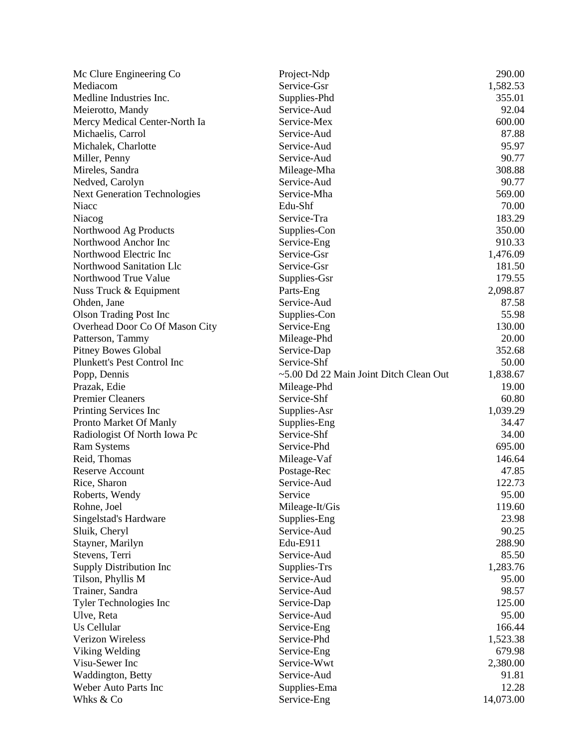| | | |
|---|---|---|
| Mc Clure Engineering Co | Project-Ndp | 290.00 |
| Mediacom | Service-Gsr | 1,582.53 |
| Medline Industries Inc. | Supplies-Phd | 355.01 |
| Meierotto, Mandy | Service-Aud | 92.04 |
| Mercy Medical Center-North Ia | Service-Mex | 600.00 |
| Michaelis, Carrol | Service-Aud | 87.88 |
| Michalek, Charlotte | Service-Aud | 95.97 |
| Miller, Penny | Service-Aud | 90.77 |
| Mireles, Sandra | Mileage-Mha | 308.88 |
| Nedved, Carolyn | Service-Aud | 90.77 |
| Next Generation Technologies | Service-Mha | 569.00 |
| Niacc | Edu-Shf | 70.00 |
| Niacog | Service-Tra | 183.29 |
| Northwood Ag Products | Supplies-Con | 350.00 |
| Northwood Anchor Inc | Service-Eng | 910.33 |
| Northwood Electric Inc | Service-Gsr | 1,476.09 |
| Northwood Sanitation Llc | Service-Gsr | 181.50 |
| Northwood True Value | Supplies-Gsr | 179.55 |
| Nuss Truck & Equipment | Parts-Eng | 2,098.87 |
| Ohden, Jane | Service-Aud | 87.58 |
| Olson Trading Post Inc | Supplies-Con | 55.98 |
| Overhead Door Co Of Mason City | Service-Eng | 130.00 |
| Patterson, Tammy | Mileage-Phd | 20.00 |
| Pitney Bowes Global | Service-Dap | 352.68 |
| Plunkett's Pest Control Inc | Service-Shf | 50.00 |
| Popp, Dennis | ~5.00 Dd 22 Main Joint Ditch Clean Out | 1,838.67 |
| Prazak, Edie | Mileage-Phd | 19.00 |
| Premier Cleaners | Service-Shf | 60.80 |
| Printing Services Inc | Supplies-Asr | 1,039.29 |
| Pronto Market Of Manly | Supplies-Eng | 34.47 |
| Radiologist Of North Iowa Pc | Service-Shf | 34.00 |
| Ram Systems | Service-Phd | 695.00 |
| Reid, Thomas | Mileage-Vaf | 146.64 |
| Reserve Account | Postage-Rec | 47.85 |
| Rice, Sharon | Service-Aud | 122.73 |
| Roberts, Wendy | Service | 95.00 |
| Rohne, Joel | Mileage-It/Gis | 119.60 |
| Singelstad's Hardware | Supplies-Eng | 23.98 |
| Sluik, Cheryl | Service-Aud | 90.25 |
| Stayner, Marilyn | Edu-E911 | 288.90 |
| Stevens, Terri | Service-Aud | 85.50 |
| Supply Distribution Inc | Supplies-Trs | 1,283.76 |
| Tilson, Phyllis M | Service-Aud | 95.00 |
| Trainer, Sandra | Service-Aud | 98.57 |
| Tyler Technologies Inc | Service-Dap | 125.00 |
| Ulve, Reta | Service-Aud | 95.00 |
| Us Cellular | Service-Eng | 166.44 |
| Verizon Wireless | Service-Phd | 1,523.38 |
| Viking Welding | Service-Eng | 679.98 |
| Visu-Sewer Inc | Service-Wwt | 2,380.00 |
| Waddington, Betty | Service-Aud | 91.81 |
| Weber Auto Parts Inc | Supplies-Ema | 12.28 |
| Whks & Co | Service-Eng | 14,073.00 |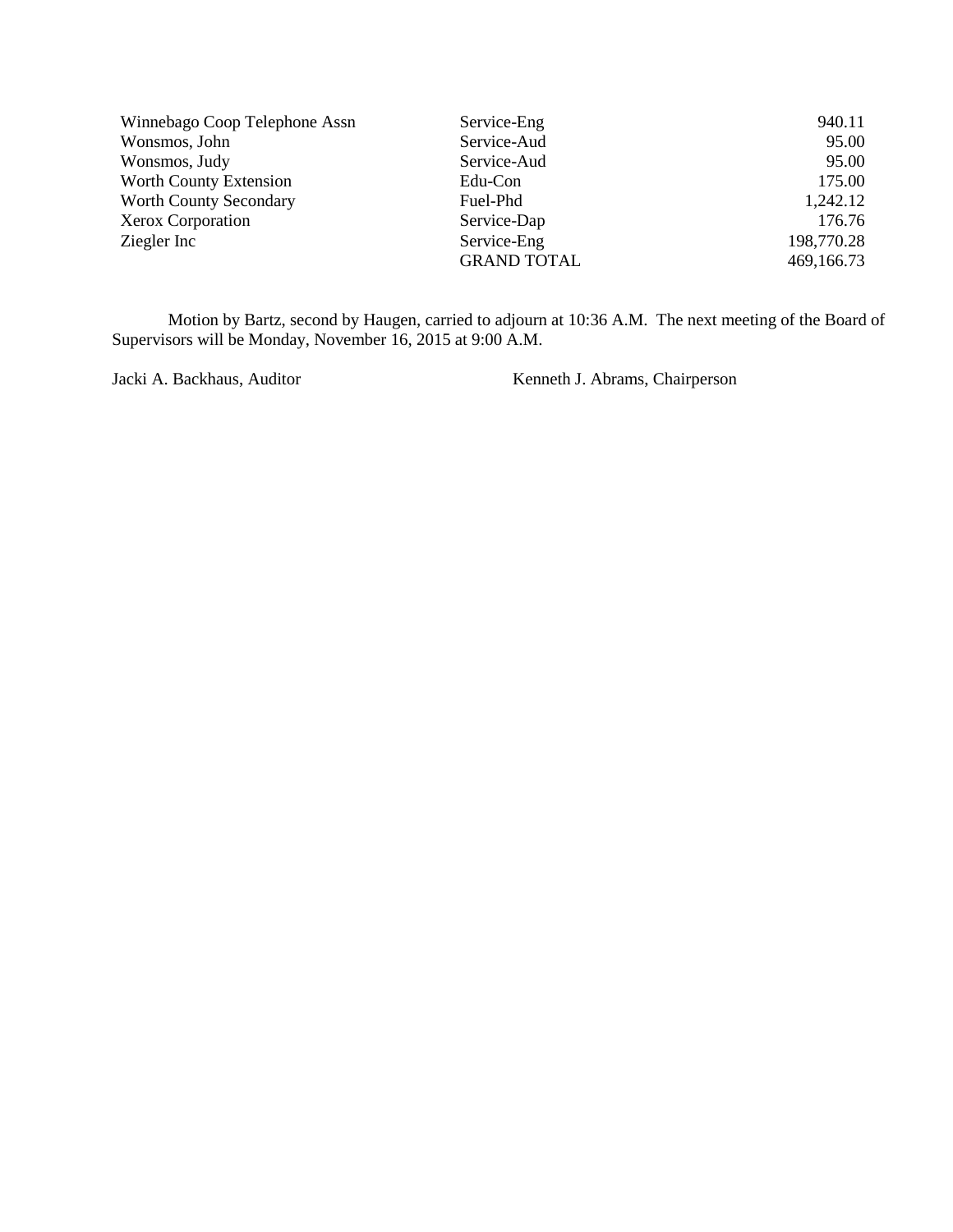| | | |
|---|---|---|
| Winnebago Coop Telephone Assn | Service-Eng | 940.11 |
| Wonsmos, John | Service-Aud | 95.00 |
| Wonsmos, Judy | Service-Aud | 95.00 |
| Worth County Extension | Edu-Con | 175.00 |
| Worth County Secondary | Fuel-Phd | 1,242.12 |
| Xerox Corporation | Service-Dap | 176.76 |
| Ziegler Inc | Service-Eng | 198,770.28 |
| | GRAND TOTAL | 469,166.73 |

Motion by Bartz, second by Haugen, carried to adjourn at 10:36 A.M. The next meeting of the Board of Supervisors will be Monday, November 16, 2015 at 9:00 A.M.

Jacki A. Backhaus, Auditor Kenneth J. Abrams, Chairperson